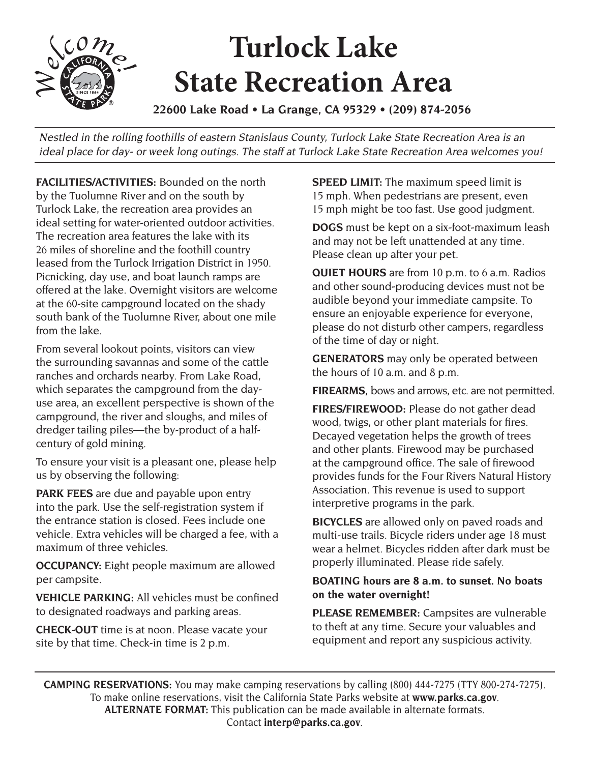Welcome!

# Turlock Lake State Recreation Area

**22600 Lake Road • La Grange, CA 95329 • (209) 874-2056**

*Nestled in the rolling foothills of eastern Stanislaus County, Turlock Lake State Recreation Area is an ideal place for day- or week long outings. The staff at Turlock Lake State Recreation Area welcomes you!*

**FACILITIES/ACTIVITIES:** Bounded on the north by the Tuolumne River and on the south by Turlock Lake, the recreation area provides an ideal setting for water-oriented outdoor activities. The recreation area features the lake with its 26 miles of shoreline and the foothill country leased from the Turlock Irrigation District in 1950. Picnicking, day use, and boat launch ramps are offered at the lake. Overnight visitors are welcome at the 60-site campground located on the shady south bank of the Tuolumne River, about one mile from the lake.

From several lookout points, visitors can view the surrounding savannas and some of the cattle ranches and orchards nearby. From Lake Road, which separates the campground from the day-use area, an excellent perspective is shown of the campground, the river and sloughs, and miles of dredger tailing piles—the by-product of a half-century of gold mining.

To ensure your visit is a pleasant one, please help us by observing the following:

**PARK FEES** are due and payable upon entry into the park. Use the self-registration system if the entrance station is closed. Fees include one vehicle. Extra vehicles will be charged a fee, with a maximum of three vehicles.

**OCCUPANCY:** Eight people maximum are allowed per campsite.

**VEHICLE PARKING:** All vehicles must be confined to designated roadways and parking areas.

**CHECK-OUT** time is at noon. Please vacate your site by that time. Check-in time is 2 p.m.

**SPEED LIMIT:** The maximum speed limit is 15 mph. When pedestrians are present, even 15 mph might be too fast. Use good judgment.

**DOGS** must be kept on a six-foot-maximum leash and may not be left unattended at any time. Please clean up after your pet.

**QUIET HOURS** are from 10 p.m. to 6 a.m. Radios and other sound-producing devices must not be audible beyond your immediate campsite. To ensure an enjoyable experience for everyone, please do not disturb other campers, regardless of the time of day or night.

**GENERATORS** may only be operated between the hours of 10 a.m. and 8 p.m.

**FIREARMS,** bows and arrows, etc. are not permitted.

**FIRES/FIREWOOD:** Please do not gather dead wood, twigs, or other plant materials for fires. Decayed vegetation helps the growth of trees and other plants. Firewood may be purchased at the campground office. The sale of firewood provides funds for the Four Rivers Natural History Association. This revenue is used to support interpretive programs in the park.

**BICYCLES** are allowed only on paved roads and multi-use trails. Bicycle riders under age 18 must wear a helmet. Bicycles ridden after dark must be properly illuminated. Please ride safely.

**BOATING hours are 8 a.m. to sunset. No boats on the water overnight!**

**PLEASE REMEMBER:** Campsites are vulnerable to theft at any time. Secure your valuables and equipment and report any suspicious activity.

---

**CAMPING RESERVATIONS:** You may make camping reservations by calling (800) 444-7275 (TTY 800-274-7275). To make online reservations, visit the California State Parks website at **www.parks.ca.gov**.
**ALTERNATE FORMAT:** This publication can be made available in alternate formats. Contact **interp@parks.ca.gov**.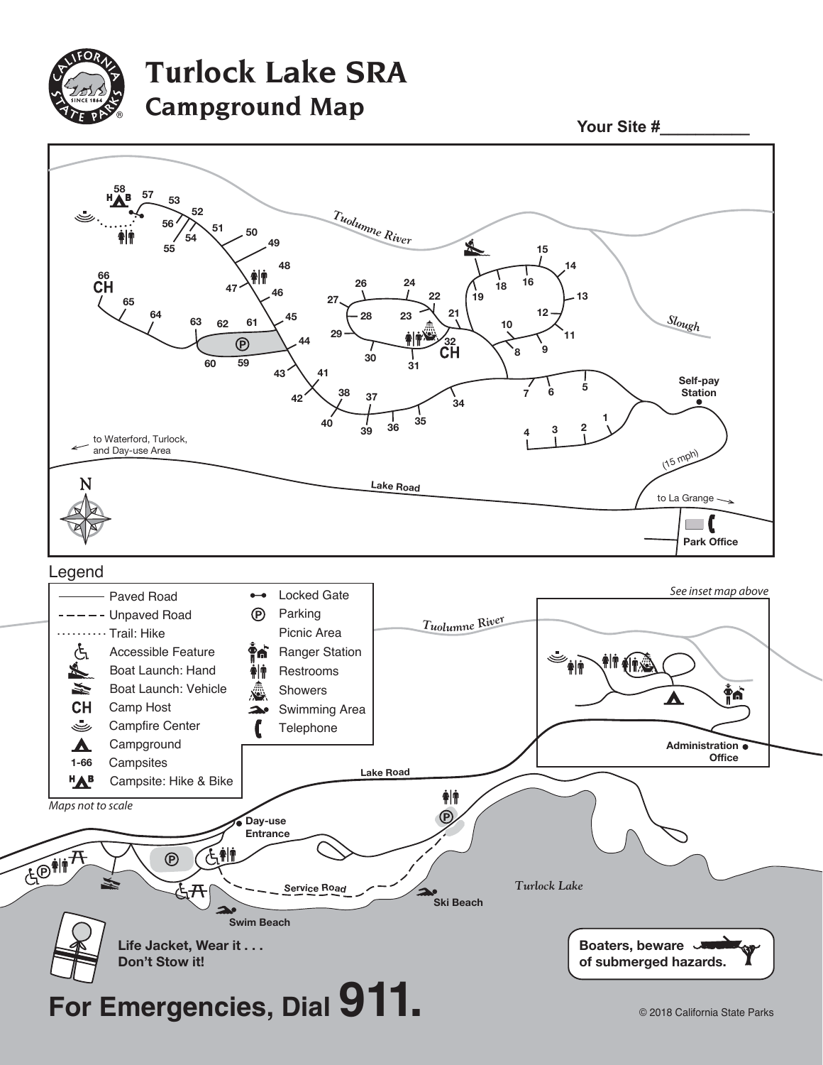# Turlock Lake SRA

## Campground Map

**Your Site #__________**

Tuolumne River

Slough

Self-pay Station

(15 mph)

to Waterford, Turlock, and Day-use Area

Lake Road

to La Grange

Park Office

N

## Legend

- Paved Road
- Unpaved Road
- Trail: Hike
- Accessible Feature
- Boat Launch: Hand
- Boat Launch: Vehicle
- CH — Camp Host
- Campfire Center
- Campground
- 1-66 — Campsites
- H B — Campsite: Hike & Bike
- Locked Gate
- Parking
- Picnic Area
- Ranger Station
- Restrooms
- Showers
- Swimming Area
- Telephone

*Maps not to scale*

*See inset map above*

Tuolumne River

Administration Office

Lake Road

Day-use Entrance

Service Road

Ski Beach

Swim Beach

*Turlock Lake*

**Life Jacket, Wear it . . . Don't Stow it!**

**Boaters, beware of submerged hazards.**

# For Emergencies, Dial 911.

© 2018 California State Parks